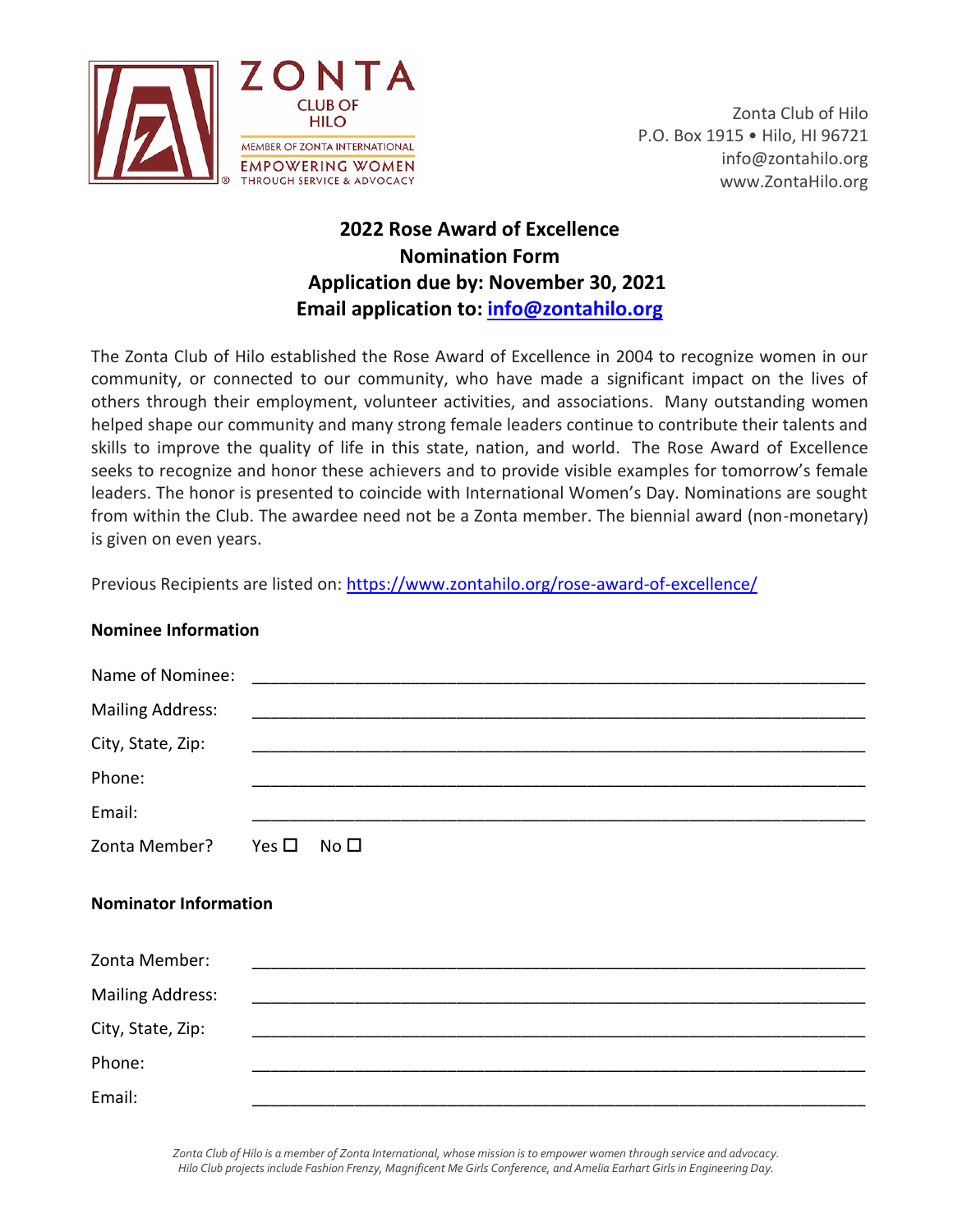ZONTA
CLUB OF
HILO
MEMBER OF ZONTA INTERNATIONAL
EMPOWERING WOMEN
THROUGH SERVICE & ADVOCACY

Zonta Club of Hilo
P.O. Box 1915 • Hilo, HI 96721
info@zontahilo.org
www.ZontaHilo.org

# 2022 Rose Award of Excellence
## Nomination Form
## Application due by: November 30, 2021
## Email application to: info@zontahilo.org

The Zonta Club of Hilo established the Rose Award of Excellence in 2004 to recognize women in our community, or connected to our community, who have made a significant impact on the lives of others through their employment, volunteer activities, and associations. Many outstanding women helped shape our community and many strong female leaders continue to contribute their talents and skills to improve the quality of life in this state, nation, and world. The Rose Award of Excellence seeks to recognize and honor these achievers and to provide visible examples for tomorrow's female leaders. The honor is presented to coincide with International Women's Day. Nominations are sought from within the Club. The awardee need not be a Zonta member. The biennial award (non-monetary) is given on even years.

Previous Recipients are listed on: https://www.zontahilo.org/rose-award-of-excellence/

**Nominee Information**

Name of Nominee: ______________________________________________

Mailing Address: ______________________________________________

City, State, Zip: ______________________________________________

Phone: ______________________________________________

Email: ______________________________________________

Zonta Member? Yes ☐ No ☐

**Nominator Information**

Zonta Member: ______________________________________________

Mailing Address: ______________________________________________

City, State, Zip: ______________________________________________

Phone: ______________________________________________

Email: ______________________________________________

*Zonta Club of Hilo is a member of Zonta International, whose mission is to empower women through service and advocacy. Hilo Club projects include Fashion Frenzy, Magnificent Me Girls Conference, and Amelia Earhart Girls in Engineering Day.*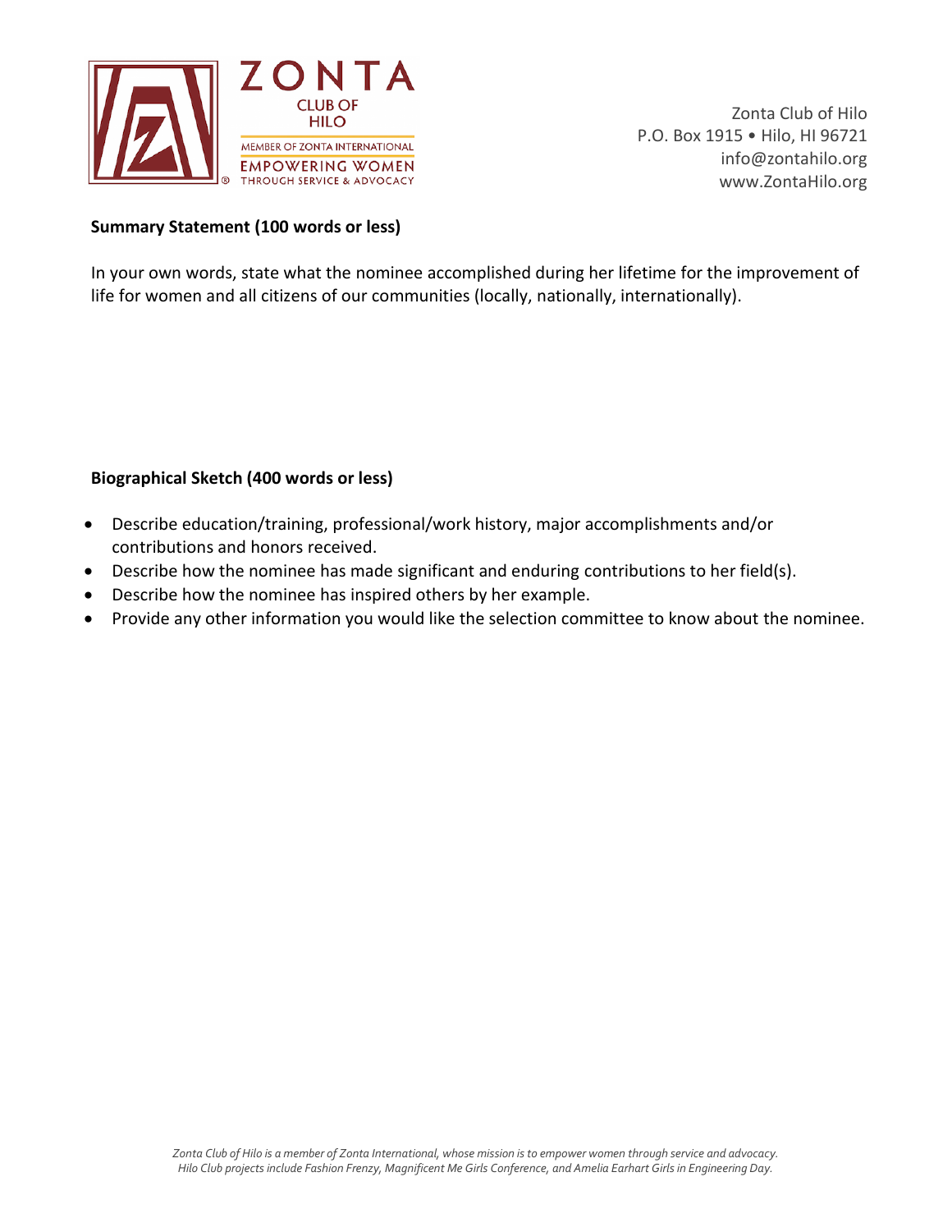Zonta Club of Hilo
P.O. Box 1915 • Hilo, HI 96721
info@zontahilo.org
www.ZontaHilo.org

**Summary Statement (100 words or less)**

In your own words, state what the nominee accomplished during her lifetime for the improvement of life for women and all citizens of our communities (locally, nationally, internationally).

**Biographical Sketch (400 words or less)**

- Describe education/training, professional/work history, major accomplishments and/or contributions and honors received.
- Describe how the nominee has made significant and enduring contributions to her field(s).
- Describe how the nominee has inspired others by her example.
- Provide any other information you would like the selection committee to know about the nominee.

*Zonta Club of Hilo is a member of Zonta International, whose mission is to empower women through service and advocacy.*
*Hilo Club projects include Fashion Frenzy, Magnificent Me Girls Conference, and Amelia Earhart Girls in Engineering Day.*